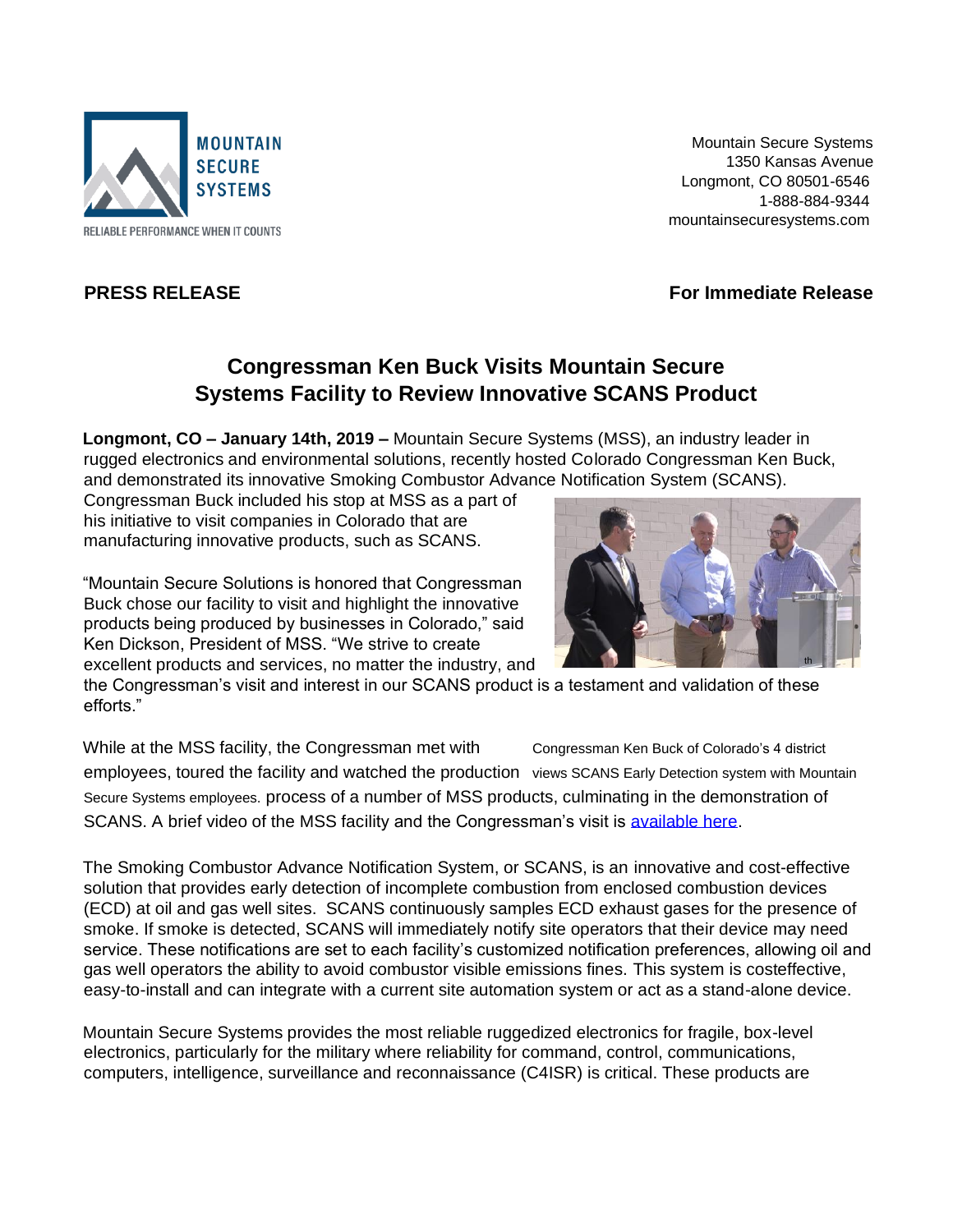MOUNTAIN SECURE SYSTEMS

RELIABLE PERFORMANCE WHEN IT COUNTS

Mountain Secure Systems
1350 Kansas Avenue
Longmont, CO 80501-6546
1-888-884-9344
mountainsecuresystems.com

**PRESS RELEASE** **For Immediate Release**

# Congressman Ken Buck Visits Mountain Secure Systems Facility to Review Innovative SCANS Product

**Longmont, CO – January 14th, 2019 –** Mountain Secure Systems (MSS), an industry leader in rugged electronics and environmental solutions, recently hosted Colorado Congressman Ken Buck, and demonstrated its innovative Smoking Combustor Advance Notification System (SCANS). Congressman Buck included his stop at MSS as a part of his initiative to visit companies in Colorado that are manufacturing innovative products, such as SCANS.

"Mountain Secure Solutions is honored that Congressman Buck chose our facility to visit and highlight the innovative products being produced by businesses in Colorado," said Ken Dickson, President of MSS. "We strive to create excellent products and services, no matter the industry, and the Congressman's visit and interest in our SCANS product is a testament and validation of these efforts."

Congressman Ken Buck of Colorado's 4th district views SCANS Early Detection system with Mountain Secure Systems employees.

While at the MSS facility, the Congressman met with employees, toured the facility and watched the production process of a number of MSS products, culminating in the demonstration of SCANS. A brief video of the MSS facility and the Congressman's visit is available here.

The Smoking Combustor Advance Notification System, or SCANS, is an innovative and cost-effective solution that provides early detection of incomplete combustion from enclosed combustion devices (ECD) at oil and gas well sites. SCANS continuously samples ECD exhaust gases for the presence of smoke. If smoke is detected, SCANS will immediately notify site operators that their device may need service. These notifications are set to each facility's customized notification preferences, allowing oil and gas well operators the ability to avoid combustor visible emissions fines. This system is costeffective, easy-to-install and can integrate with a current site automation system or act as a stand-alone device.

Mountain Secure Systems provides the most reliable ruggedized electronics for fragile, box-level electronics, particularly for the military where reliability for command, control, communications, computers, intelligence, surveillance and reconnaissance (C4ISR) is critical. These products are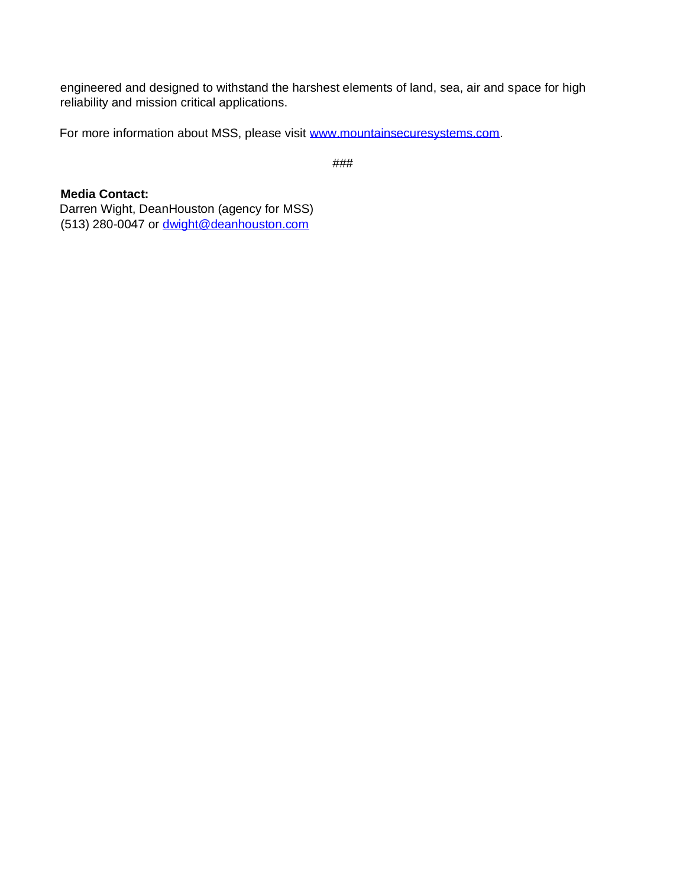engineered and designed to withstand the harshest elements of land, sea, air and space for high reliability and mission critical applications.

For more information about MSS, please visit www.mountainsecuresystems.com.

###

**Media Contact:**
Darren Wight, DeanHouston (agency for MSS)
(513) 280-0047 or dwight@deanhouston.com